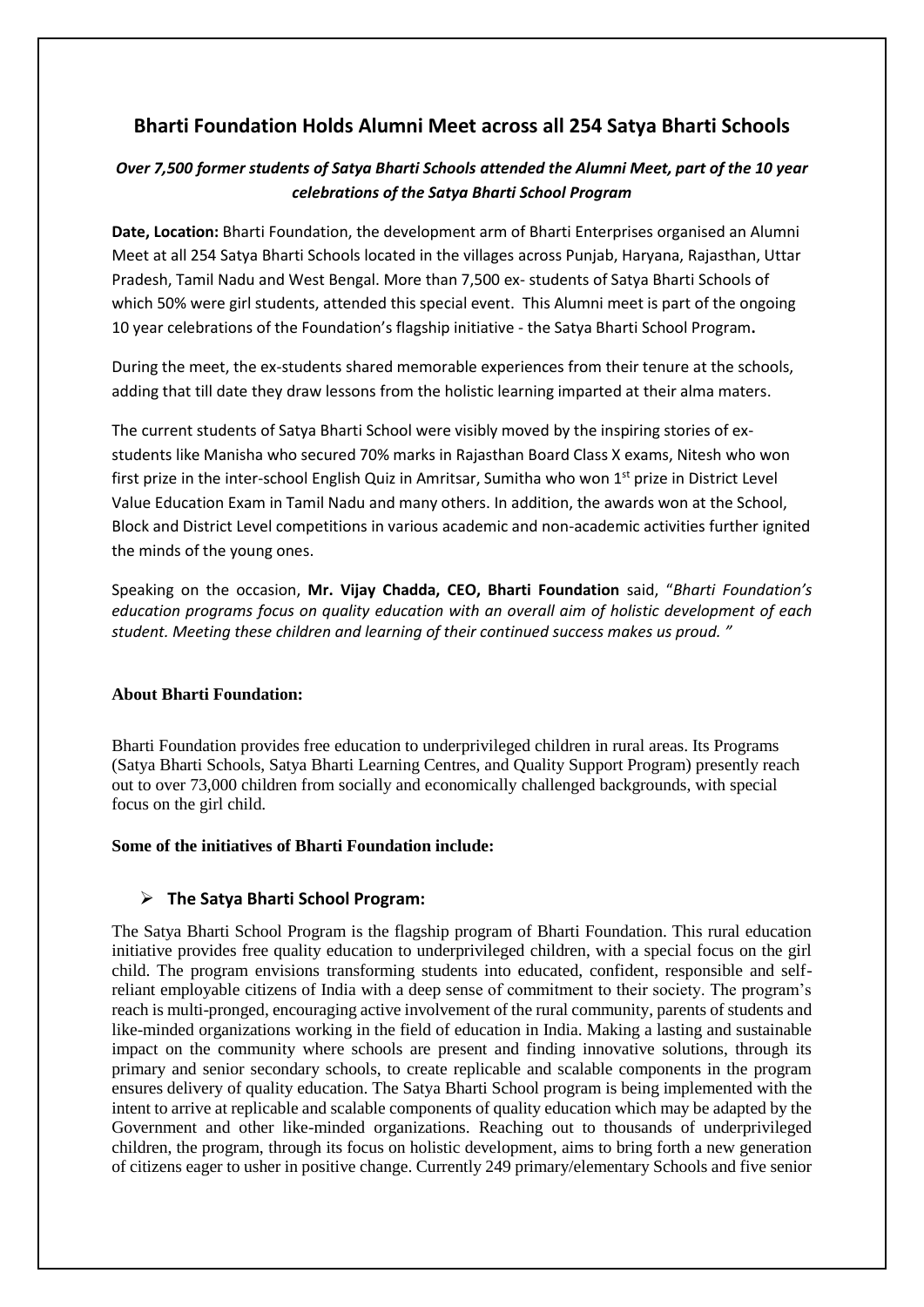# Bharti Foundation Holds Alumni Meet across all 254 Satya Bharti Schools

***Over 7,500 former students of Satya Bharti Schools attended the Alumni Meet, part of the 10 year celebrations of the Satya Bharti School Program***

**Date, Location:** Bharti Foundation, the development arm of Bharti Enterprises organised an Alumni Meet at all 254 Satya Bharti Schools located in the villages across Punjab, Haryana, Rajasthan, Uttar Pradesh, Tamil Nadu and West Bengal. More than 7,500 ex- students of Satya Bharti Schools of which 50% were girl students, attended this special event. This Alumni meet is part of the ongoing 10 year celebrations of the Foundation's flagship initiative - the Satya Bharti School Program**.**

During the meet, the ex-students shared memorable experiences from their tenure at the schools, adding that till date they draw lessons from the holistic learning imparted at their alma maters.

The current students of Satya Bharti School were visibly moved by the inspiring stories of ex-students like Manisha who secured 70% marks in Rajasthan Board Class X exams, Nitesh who won first prize in the inter-school English Quiz in Amritsar, Sumitha who won 1st prize in District Level Value Education Exam in Tamil Nadu and many others. In addition, the awards won at the School, Block and District Level competitions in various academic and non-academic activities further ignited the minds of the young ones.

Speaking on the occasion, **Mr. Vijay Chadda, CEO, Bharti Foundation** said, "*Bharti Foundation's education programs focus on quality education with an overall aim of holistic development of each student. Meeting these children and learning of their continued success makes us proud.* "

**About Bharti Foundation:**

Bharti Foundation provides free education to underprivileged children in rural areas. Its Programs (Satya Bharti Schools, Satya Bharti Learning Centres, and Quality Support Program) presently reach out to over 73,000 children from socially and economically challenged backgrounds, with special focus on the girl child.

**Some of the initiatives of Bharti Foundation include:**

- **The Satya Bharti School Program:**

The Satya Bharti School Program is the flagship program of Bharti Foundation. This rural education initiative provides free quality education to underprivileged children, with a special focus on the girl child. The program envisions transforming students into educated, confident, responsible and self-reliant employable citizens of India with a deep sense of commitment to their society. The program's reach is multi-pronged, encouraging active involvement of the rural community, parents of students and like-minded organizations working in the field of education in India. Making a lasting and sustainable impact on the community where schools are present and finding innovative solutions, through its primary and senior secondary schools, to create replicable and scalable components in the program ensures delivery of quality education. The Satya Bharti School program is being implemented with the intent to arrive at replicable and scalable components of quality education which may be adapted by the Government and other like-minded organizations. Reaching out to thousands of underprivileged children, the program, through its focus on holistic development, aims to bring forth a new generation of citizens eager to usher in positive change. Currently 249 primary/elementary Schools and five senior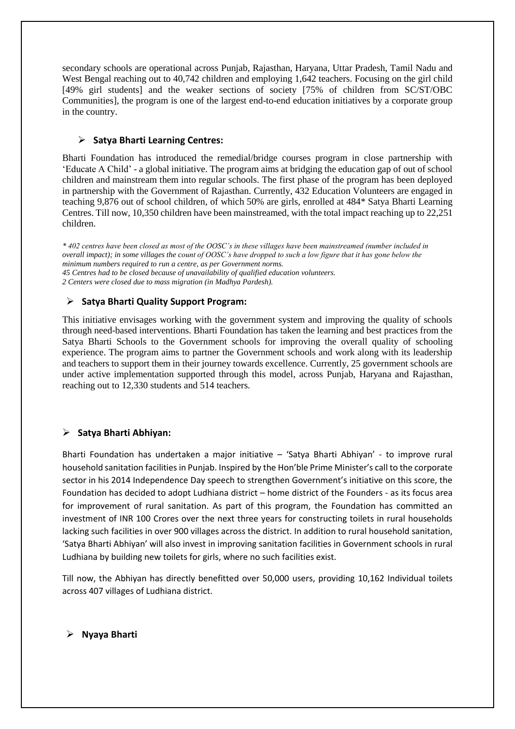secondary schools are operational across Punjab, Rajasthan, Haryana, Uttar Pradesh, Tamil Nadu and West Bengal reaching out to 40,742 children and employing 1,642 teachers. Focusing on the girl child [49% girl students] and the weaker sections of society [75% of children from SC/ST/OBC Communities], the program is one of the largest end-to-end education initiatives by a corporate group in the country.

- **Satya Bharti Learning Centres:**

Bharti Foundation has introduced the remedial/bridge courses program in close partnership with 'Educate A Child' - a global initiative. The program aims at bridging the education gap of out of school children and mainstream them into regular schools. The first phase of the program has been deployed in partnership with the Government of Rajasthan. Currently, 432 Education Volunteers are engaged in teaching 9,876 out of school children, of which 50% are girls, enrolled at 484* Satya Bharti Learning Centres. Till now, 10,350 children have been mainstreamed, with the total impact reaching up to 22,251 children.

*\* 402 centres have been closed as most of the OOSC's in these villages have been mainstreamed (number included in overall impact); in some villages the count of OOSC's have dropped to such a low figure that it has gone below the minimum numbers required to run a centre, as per Government norms.*
*45 Centres had to be closed because of unavailability of qualified education volunteers.*
*2 Centers were closed due to mass migration (in Madhya Pardesh).*

- **Satya Bharti Quality Support Program:**

This initiative envisages working with the government system and improving the quality of schools through need-based interventions. Bharti Foundation has taken the learning and best practices from the Satya Bharti Schools to the Government schools for improving the overall quality of schooling experience. The program aims to partner the Government schools and work along with its leadership and teachers to support them in their journey towards excellence. Currently, 25 government schools are under active implementation supported through this model, across Punjab, Haryana and Rajasthan, reaching out to 12,330 students and 514 teachers.

- **Satya Bharti Abhiyan:**

Bharti Foundation has undertaken a major initiative – 'Satya Bharti Abhiyan' - to improve rural household sanitation facilities in Punjab. Inspired by the Hon'ble Prime Minister's call to the corporate sector in his 2014 Independence Day speech to strengthen Government's initiative on this score, the Foundation has decided to adopt Ludhiana district – home district of the Founders - as its focus area for improvement of rural sanitation. As part of this program, the Foundation has committed an investment of INR 100 Crores over the next three years for constructing toilets in rural households lacking such facilities in over 900 villages across the district. In addition to rural household sanitation, 'Satya Bharti Abhiyan' will also invest in improving sanitation facilities in Government schools in rural Ludhiana by building new toilets for girls, where no such facilities exist.

Till now, the Abhiyan has directly benefitted over 50,000 users, providing 10,162 Individual toilets across 407 villages of Ludhiana district.

- **Nyaya Bharti**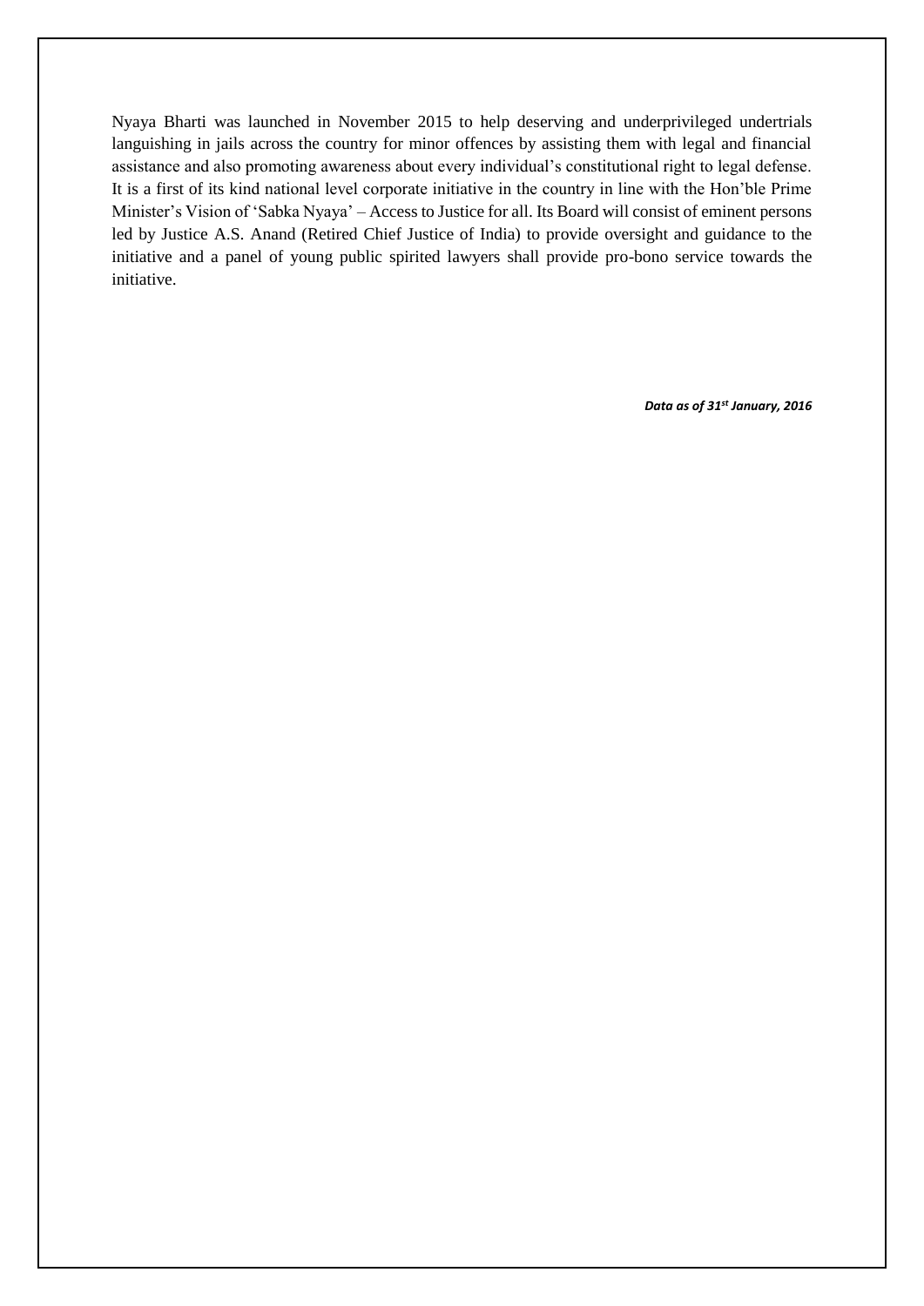Nyaya Bharti was launched in November 2015 to help deserving and underprivileged undertrials languishing in jails across the country for minor offences by assisting them with legal and financial assistance and also promoting awareness about every individual's constitutional right to legal defense. It is a first of its kind national level corporate initiative in the country in line with the Hon'ble Prime Minister's Vision of 'Sabka Nyaya' – Access to Justice for all. Its Board will consist of eminent persons led by Justice A.S. Anand (Retired Chief Justice of India) to provide oversight and guidance to the initiative and a panel of young public spirited lawyers shall provide pro-bono service towards the initiative.

***Data as of 31st January, 2016***